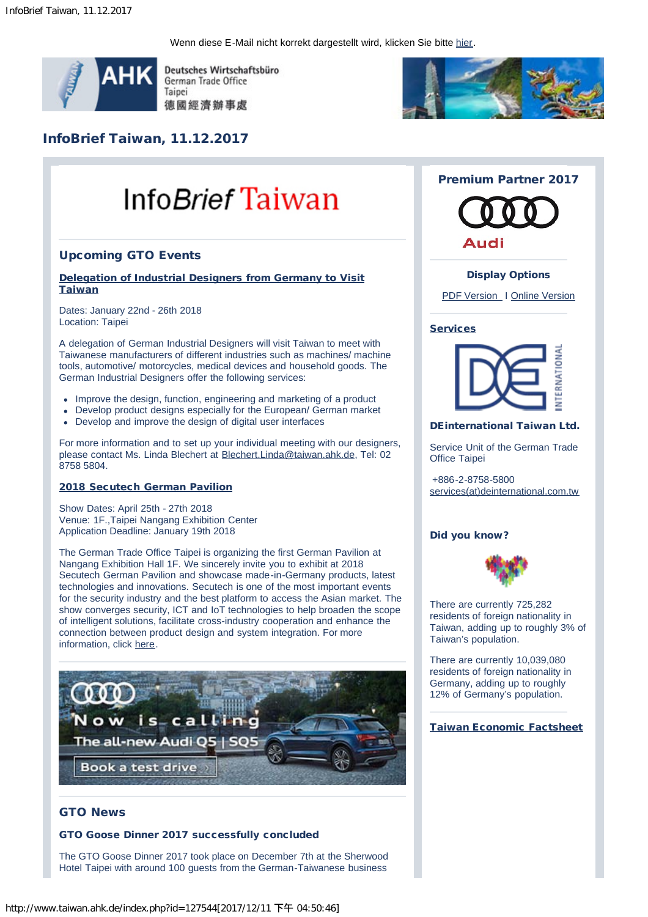Wenn diese E-Mail nicht korrekt dargestellt wird, klicken Sie bitte hier.

# InfoBrief Taiwan, 11.12.2017

InfoBrief Taiwan

## Upcoming GTO Events

### Delegation of Industrial Designers from Germany to Visit Taiwan

Dates: January 22nd - 26th 2018
Location: Taipei

A delegation of German Industrial Designers will visit Taiwan to meet with Taiwanese manufacturers of different industries such as machines/ machine tools, automotive/ motorcycles, medical devices and household goods. The German Industrial Designers offer the following services:

- Improve the design, function, engineering and marketing of a product
- Develop product designs especially for the European/ German market
- Develop and improve the design of digital user interfaces

For more information and to set up your individual meeting with our designers, please contact Ms. Linda Blechert at Blechert.Linda@taiwan.ahk.de, Tel: 02 8758 5804.

### 2018 Secutech German Pavilion

Show Dates: April 25th - 27th 2018
Venue: 1F.,Taipei Nangang Exhibition Center
Application Deadline: January 19th 2018

The German Trade Office Taipei is organizing the first German Pavilion at Nangang Exhibition Hall 1F. We sincerely invite you to exhibit at 2018 Secutech German Pavilion and showcase made-in-Germany products, latest technologies and innovations. Secutech is one of the most important events for the security industry and the best platform to access the Asian market. The show converges security, ICT and IoT technologies to help broaden the scope of intelligent solutions, facilitate cross-industry cooperation and enhance the connection between product design and system integration. For more information, click here.

Now is calling
The all-new Audi Q5 | SQ5
Book a test drive

## GTO News

### GTO Goose Dinner 2017 successfully concluded

The GTO Goose Dinner 2017 took place on December 7th at the Sherwood Hotel Taipei with around 100 guests from the German-Taiwanese business

**Premium Partner 2017**

Audi

**Display Options**

PDF Version I Online Version

**Services**

**DEinternational Taiwan Ltd.**

Service Unit of the German Trade Office Taipei

+886-2-8758-5800
services(at)deinternational.com.tw

**Did you know?**

There are currently 725,282 residents of foreign nationality in Taiwan, adding up to roughly 3% of Taiwan's population.

There are currently 10,039,080 residents of foreign nationality in Germany, adding up to roughly 12% of Germany's population.

**Taiwan Economic Factsheet**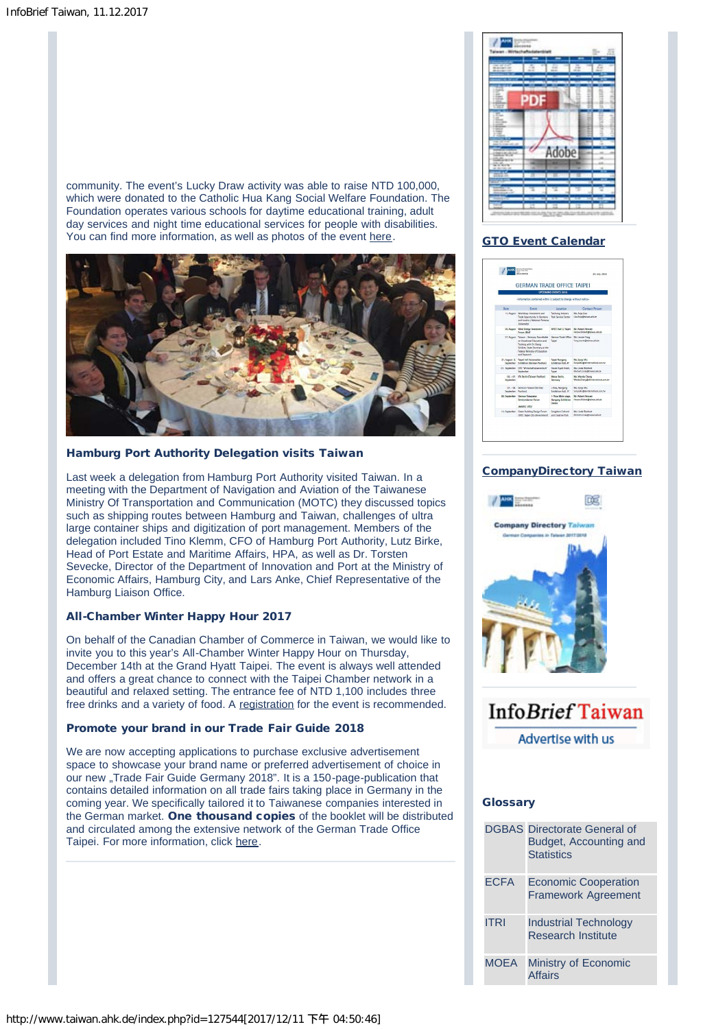community. The event's Lucky Draw activity was able to raise NTD 100,000, which were donated to the Catholic Hua Kang Social Welfare Foundation. The Foundation operates various schools for daytime educational training, adult day services and night time educational services for people with disabilities. You can find more information, as well as photos of the event here.

### Hamburg Port Authority Delegation visits Taiwan

Last week a delegation from Hamburg Port Authority visited Taiwan. In a meeting with the Department of Navigation and Aviation of the Taiwanese Ministry Of Transportation and Communication (MOTC) they discussed topics such as shipping routes between Hamburg and Taiwan, challenges of ultra large container ships and digitization of port management. Members of the delegation included Tino Klemm, CFO of Hamburg Port Authority, Lutz Birke, Head of Port Estate and Maritime Affairs, HPA, as well as Dr. Torsten Sevecke, Director of the Department of Innovation and Port at the Ministry of Economic Affairs, Hamburg City, and Lars Anke, Chief Representative of the Hamburg Liaison Office.

### All-Chamber Winter Happy Hour 2017

On behalf of the Canadian Chamber of Commerce in Taiwan, we would like to invite you to this year's All-Chamber Winter Happy Hour on Thursday, December 14th at the Grand Hyatt Taipei. The event is always well attended and offers a great chance to connect with the Taipei Chamber network in a beautiful and relaxed setting. The entrance fee of NTD 1,100 includes three free drinks and a variety of food. A registration for the event is recommended.

### Promote your brand in our Trade Fair Guide 2018

We are now accepting applications to purchase exclusive advertisement space to showcase your brand name or preferred advertisement of choice in our new „Trade Fair Guide Germany 2018". It is a 150-page-publication that contains detailed information on all trade fairs taking place in Germany in the coming year. We specifically tailored it to Taiwanese companies interested in the German market. **One thousand copies** of the booklet will be distributed and circulated among the extensive network of the German Trade Office Taipei. For more information, click here.

### GTO Event Calendar

### CompanyDirectory Taiwan

InfoBrief Taiwan – Advertise with us

### Glossary

| | |
|---|---|
| DGBAS | Directorate General of Budget, Accounting and Statistics |
| ECFA | Economic Cooperation Framework Agreement |
| ITRI | Industrial Technology Research Institute |
| MOEA | Ministry of Economic Affairs |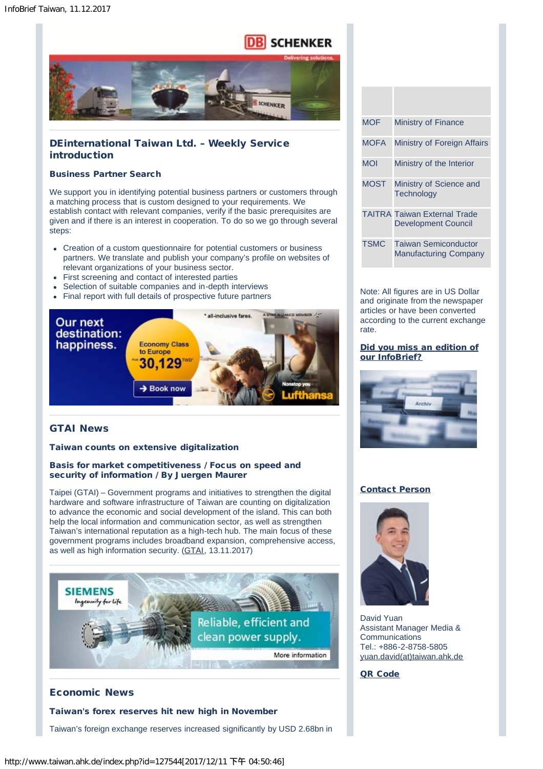## DEinternational Taiwan Ltd. – Weekly Service introduction

### Business Partner Search

We support you in identifying potential business partners or customers through a matching process that is custom designed to your requirements. We establish contact with relevant companies, verify if the basic prerequisites are given and if there is an interest in cooperation. To do so we go through several steps:

- Creation of a custom questionnaire for potential customers or business partners. We translate and publish your company's profile on websites of relevant organizations of your business sector.
- First screening and contact of interested parties
- Selection of suitable companies and in-depth interviews
- Final report with full details of prospective future partners

## GTAI News

### Taiwan counts on extensive digitalization

### Basis for market competitiveness / Focus on speed and security of information / By J uergen Maurer

Taipei (GTAI) – Government programs and initiatives to strengthen the digital hardware and software infrastructure of Taiwan are counting on digitalization to advance the economic and social development of the island. This can both help the local information and communication sector, as well as strengthen Taiwan's international reputation as a high-tech hub. The main focus of these government programs includes broadband expansion, comprehensive access, as well as high information security. (GTAI, 13.11.2017)

## Economic News

### Taiwan's forex reserves hit new high in November

Taiwan's foreign exchange reserves increased significantly by USD 2.68bn in

| | |
|---|---|
| MOF | Ministry of Finance |
| MOFA | Ministry of Foreign Affairs |
| MOI | Ministry of the Interior |
| MOST | Ministry of Science and Technology |
| TAITRA | Taiwan External Trade Development Council |
| TSMC | Taiwan Semiconductor Manufacturing Company |

Note: All figures are in US Dollar and originate from the newspaper articles or have been converted according to the current exchange rate.

**Did you miss an edition of our InfoBrief?**

**Contact Person**

David Yuan
Assistant Manager Media & Communications
Tel.: +886-2-8758-5805
yuan.david(at)taiwan.ahk.de

**QR Code**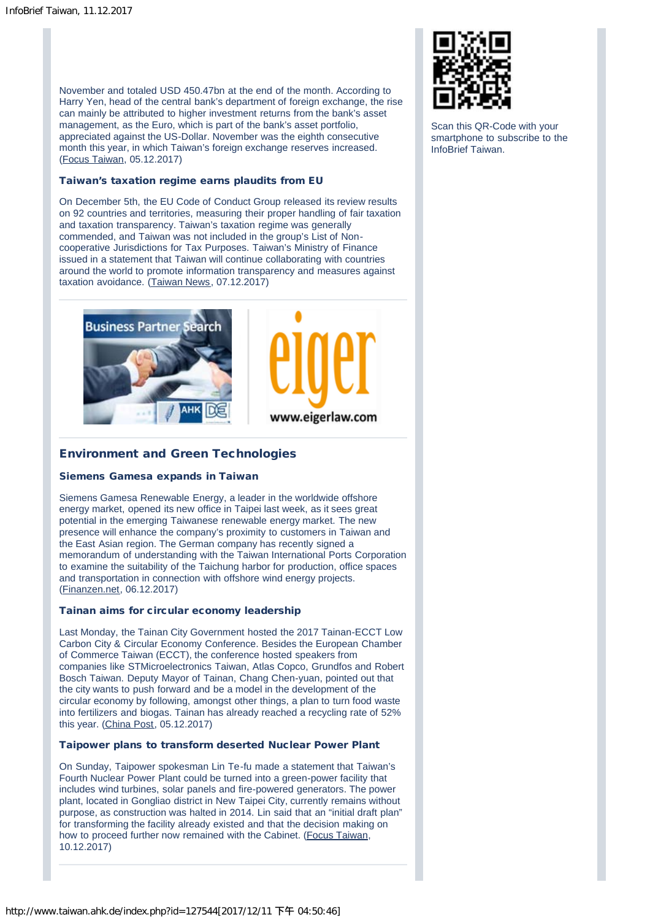November and totaled USD 450.47bn at the end of the month. According to Harry Yen, head of the central bank's department of foreign exchange, the rise can mainly be attributed to higher investment returns from the bank's asset management, as the Euro, which is part of the bank's asset portfolio, appreciated against the US-Dollar. November was the eighth consecutive month this year, in which Taiwan's foreign exchange reserves increased. (Focus Taiwan, 05.12.2017)

### Taiwan's taxation regime earns plaudits from EU

On December 5th, the EU Code of Conduct Group released its review results on 92 countries and territories, measuring their proper handling of fair taxation and taxation transparency. Taiwan's taxation regime was generally commended, and Taiwan was not included in the group's List of Non-cooperative Jurisdictions for Tax Purposes. Taiwan's Ministry of Finance issued in a statement that Taiwan will continue collaborating with countries around the world to promote information transparency and measures against taxation avoidance. (Taiwan News, 07.12.2017)

---

Business Partner Search

eiger www.eigerlaw.com

---

## Environment and Green Technologies

### Siemens Gamesa expands in Taiwan

Siemens Gamesa Renewable Energy, a leader in the worldwide offshore energy market, opened its new office in Taipei last week, as it sees great potential in the emerging Taiwanese renewable energy market. The new presence will enhance the company's proximity to customers in Taiwan and the East Asian region. The German company has recently signed a memorandum of understanding with the Taiwan International Ports Corporation to examine the suitability of the Taichung harbor for production, office spaces and transportation in connection with offshore wind energy projects. (Finanzen.net, 06.12.2017)

### Tainan aims for circular economy leadership

Last Monday, the Tainan City Government hosted the 2017 Tainan-ECCT Low Carbon City & Circular Economy Conference. Besides the European Chamber of Commerce Taiwan (ECCT), the conference hosted speakers from companies like STMicroelectronics Taiwan, Atlas Copco, Grundfos and Robert Bosch Taiwan. Deputy Mayor of Tainan, Chang Chen-yuan, pointed out that the city wants to push forward and be a model in the development of the circular economy by following, amongst other things, a plan to turn food waste into fertilizers and biogas. Tainan has already reached a recycling rate of 52% this year. (China Post, 05.12.2017)

### Taipower plans to transform deserted Nuclear Power Plant

On Sunday, Taipower spokesman Lin Te-fu made a statement that Taiwan's Fourth Nuclear Power Plant could be turned into a green-power facility that includes wind turbines, solar panels and fire-powered generators. The power plant, located in Gongliao district in New Taipei City, currently remains without purpose, as construction was halted in 2014. Lin said that an "initial draft plan" for transforming the facility already existed and that the decision making on how to proceed further now remained with the Cabinet. (Focus Taiwan, 10.12.2017)

---

Scan this QR-Code with your smartphone to subscribe to the InfoBrief Taiwan.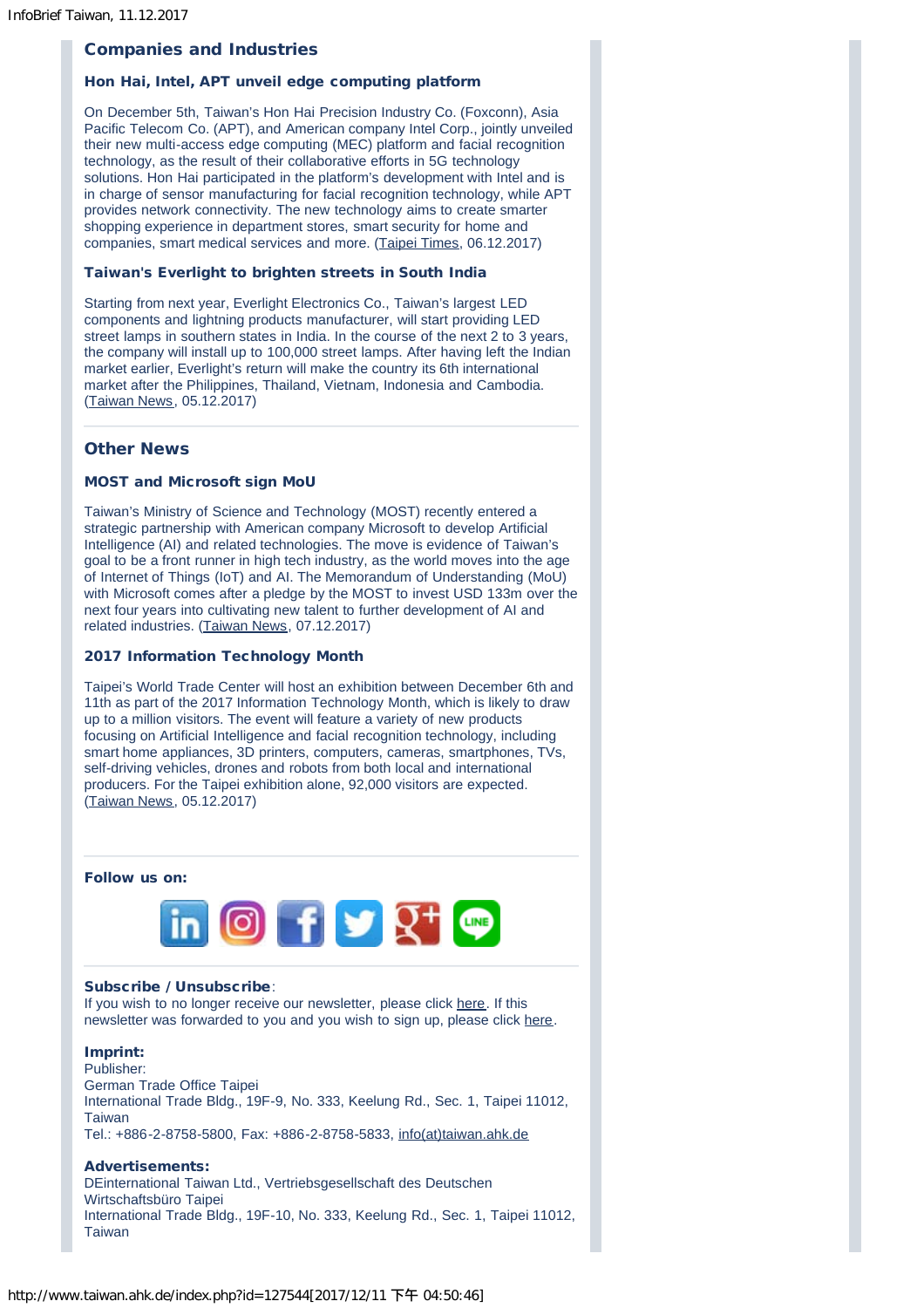## Companies and Industries

### Hon Hai, Intel, APT unveil edge computing platform

On December 5th, Taiwan's Hon Hai Precision Industry Co. (Foxconn), Asia Pacific Telecom Co. (APT), and American company Intel Corp., jointly unveiled their new multi-access edge computing (MEC) platform and facial recognition technology, as the result of their collaborative efforts in 5G technology solutions. Hon Hai participated in the platform's development with Intel and is in charge of sensor manufacturing for facial recognition technology, while APT provides network connectivity. The new technology aims to create smarter shopping experience in department stores, smart security for home and companies, smart medical services and more. (Taipei Times, 06.12.2017)

### Taiwan's Everlight to brighten streets in South India

Starting from next year, Everlight Electronics Co., Taiwan's largest LED components and lightning products manufacturer, will start providing LED street lamps in southern states in India. In the course of the next 2 to 3 years, the company will install up to 100,000 street lamps. After having left the Indian market earlier, Everlight's return will make the country its 6th international market after the Philippines, Thailand, Vietnam, Indonesia and Cambodia. (Taiwan News, 05.12.2017)

## Other News

### MOST and Microsoft sign MoU

Taiwan's Ministry of Science and Technology (MOST) recently entered a strategic partnership with American company Microsoft to develop Artificial Intelligence (AI) and related technologies. The move is evidence of Taiwan's goal to be a front runner in high tech industry, as the world moves into the age of Internet of Things (IoT) and AI. The Memorandum of Understanding (MoU) with Microsoft comes after a pledge by the MOST to invest USD 133m over the next four years into cultivating new talent to further development of AI and related industries. (Taiwan News, 07.12.2017)

### 2017 Information Technology Month

Taipei's World Trade Center will host an exhibition between December 6th and 11th as part of the 2017 Information Technology Month, which is likely to draw up to a million visitors. The event will feature a variety of new products focusing on Artificial Intelligence and facial recognition technology, including smart home appliances, 3D printers, computers, cameras, smartphones, TVs, self-driving vehicles, drones and robots from both local and international producers. For the Taipei exhibition alone, 92,000 visitors are expected. (Taiwan News, 05.12.2017)

**Follow us on:**

**Subscribe / Unsubscribe**:
If you wish to no longer receive our newsletter, please click here. If this newsletter was forwarded to you and you wish to sign up, please click here.

**Imprint:**
Publisher:
German Trade Office Taipei
International Trade Bldg., 19F-9, No. 333, Keelung Rd., Sec. 1, Taipei 11012, Taiwan
Tel.: +886-2-8758-5800, Fax: +886-2-8758-5833, info(at)taiwan.ahk.de

**Advertisements:**
DEinternational Taiwan Ltd., Vertriebsgesellschaft des Deutschen Wirtschaftsbüro Taipei
International Trade Bldg., 19F-10, No. 333, Keelung Rd., Sec. 1, Taipei 11012, Taiwan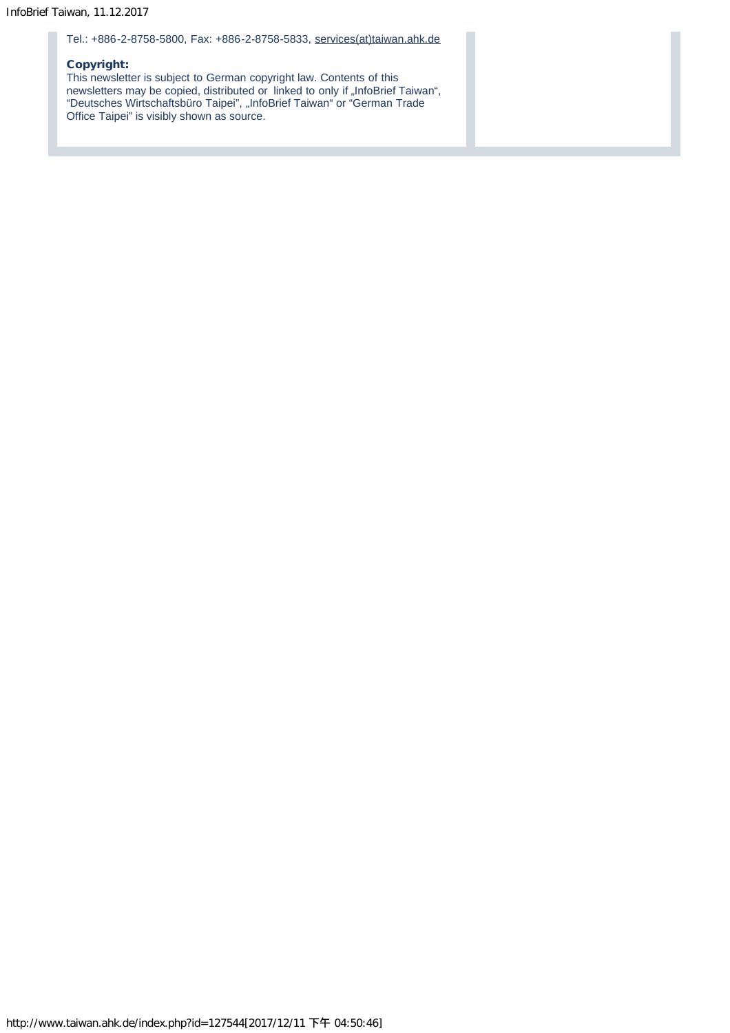Tel.: +886-2-8758-5800, Fax: +886-2-8758-5833, services(at)taiwan.ahk.de

**Copyright:**
This newsletter is subject to German copyright law. Contents of this newsletters may be copied, distributed or linked to only if „InfoBrief Taiwan", "Deutsches Wirtschaftsbüro Taipei", „InfoBrief Taiwan" or "German Trade Office Taipei" is visibly shown as source.